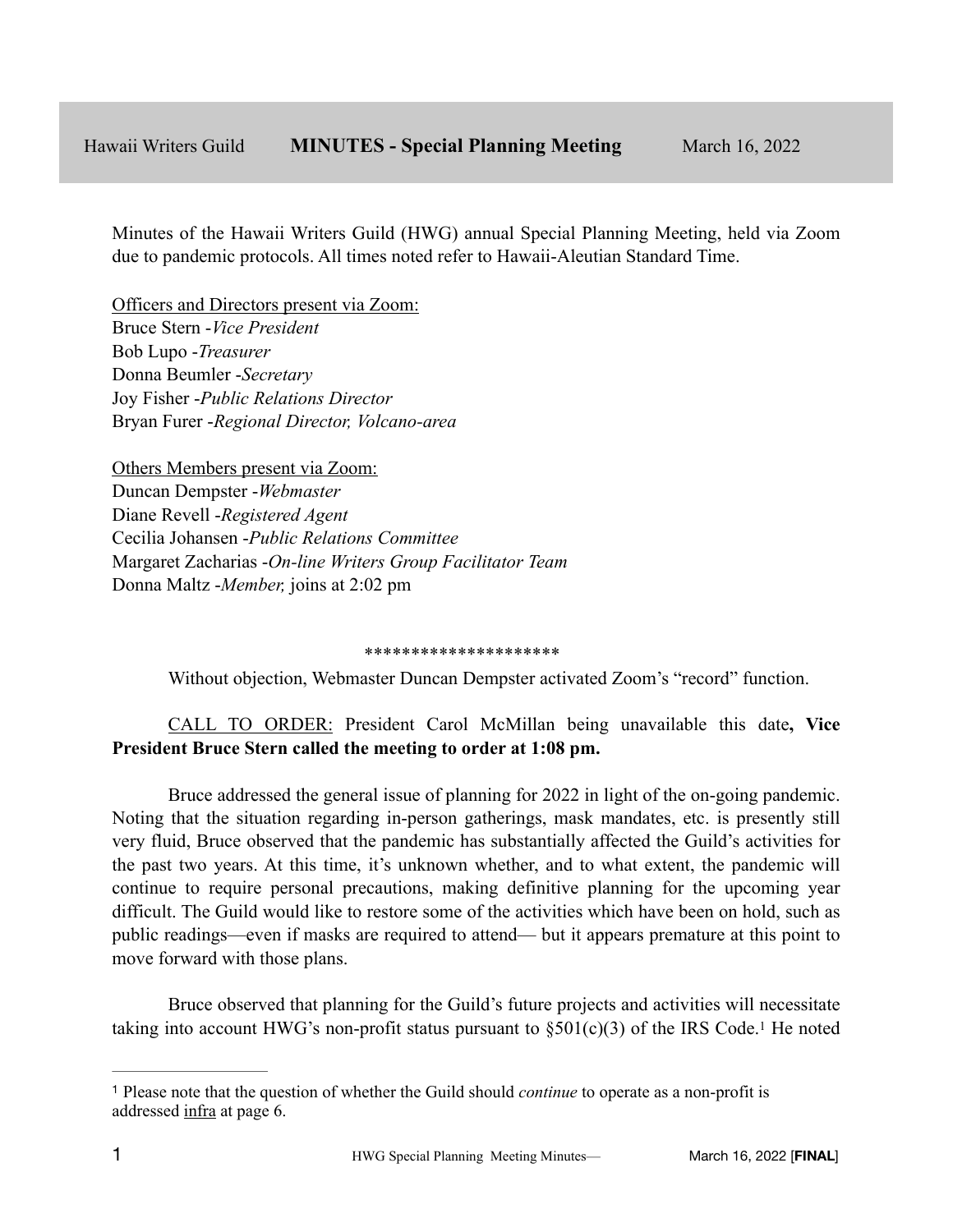# Hawaii Writers Guild — MINUTES - Special Planning Meeting — March 16, 2022

Minutes of the Hawaii Writers Guild (HWG) annual Special Planning Meeting, held via Zoom due to pandemic protocols. All times noted refer to Hawaii-Aleutian Standard Time.

<u>Officers and Directors present via Zoom:</u>
Bruce Stern -*Vice President*
Bob Lupo -*Treasurer*
Donna Beumler -*Secretary*
Joy Fisher -*Public Relations Director*
Bryan Furer -*Regional Director, Volcano-area*

<u>Others Members present via Zoom:</u>
Duncan Dempster -*Webmaster*
Diane Revell -*Registered Agent*
Cecilia Johansen -*Public Relations Committee*
Margaret Zacharias -*On-line Writers Group Facilitator Team*
Donna Maltz -*Member,* joins at 2:02 pm

*********************

Without objection, Webmaster Duncan Dempster activated Zoom's "record" function.

<u>CALL TO ORDER:</u> President Carol McMillan being unavailable this date**, Vice President Bruce Stern called the meeting to order at 1:08 pm.**

Bruce addressed the general issue of planning for 2022 in light of the on-going pandemic. Noting that the situation regarding in-person gatherings, mask mandates, etc. is presently still very fluid, Bruce observed that the pandemic has substantially affected the Guild's activities for the past two years. At this time, it's unknown whether, and to what extent, the pandemic will continue to require personal precautions, making definitive planning for the upcoming year difficult. The Guild would like to restore some of the activities which have been on hold, such as public readings—even if masks are required to attend— but it appears premature at this point to move forward with those plans.

Bruce observed that planning for the Guild's future projects and activities will necessitate taking into account HWG's non-profit status pursuant to §501(c)(3) of the IRS Code.[1] He noted

[1] Please note that the question of whether the Guild should *continue* to operate as a non-profit is addressed <u>infra</u> at page 6.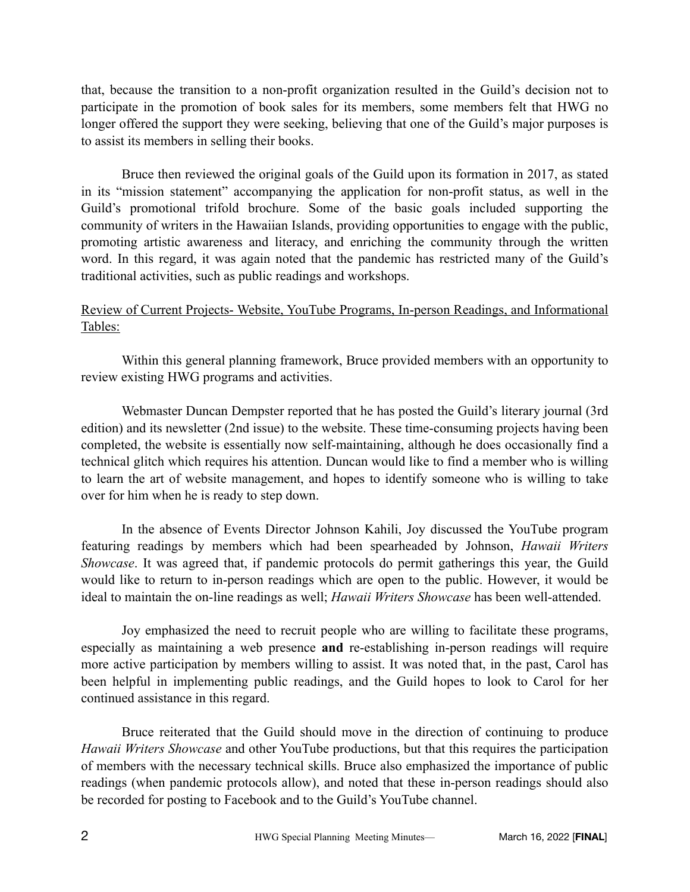that, because the transition to a non-profit organization resulted in the Guild's decision not to participate in the promotion of book sales for its members, some members felt that HWG no longer offered the support they were seeking, believing that one of the Guild's major purposes is to assist its members in selling their books.

Bruce then reviewed the original goals of the Guild upon its formation in 2017, as stated in its "mission statement" accompanying the application for non-profit status, as well in the Guild's promotional trifold brochure. Some of the basic goals included supporting the community of writers in the Hawaiian Islands, providing opportunities to engage with the public, promoting artistic awareness and literacy, and enriching the community through the written word. In this regard, it was again noted that the pandemic has restricted many of the Guild's traditional activities, such as public readings and workshops.

<u>Review of Current Projects- Website, YouTube Programs, In-person Readings, and Informational Tables:</u>

Within this general planning framework, Bruce provided members with an opportunity to review existing HWG programs and activities.

Webmaster Duncan Dempster reported that he has posted the Guild's literary journal (3rd edition) and its newsletter (2nd issue) to the website. These time-consuming projects having been completed, the website is essentially now self-maintaining, although he does occasionally find a technical glitch which requires his attention. Duncan would like to find a member who is willing to learn the art of website management, and hopes to identify someone who is willing to take over for him when he is ready to step down.

In the absence of Events Director Johnson Kahili, Joy discussed the YouTube program featuring readings by members which had been spearheaded by Johnson, *Hawaii Writers Showcase*. It was agreed that, if pandemic protocols do permit gatherings this year, the Guild would like to return to in-person readings which are open to the public. However, it would be ideal to maintain the on-line readings as well; *Hawaii Writers Showcase* has been well-attended.

Joy emphasized the need to recruit people who are willing to facilitate these programs, especially as maintaining a web presence **and** re-establishing in-person readings will require more active participation by members willing to assist. It was noted that, in the past, Carol has been helpful in implementing public readings, and the Guild hopes to look to Carol for her continued assistance in this regard.

Bruce reiterated that the Guild should move in the direction of continuing to produce *Hawaii Writers Showcase* and other YouTube productions, but that this requires the participation of members with the necessary technical skills. Bruce also emphasized the importance of public readings (when pandemic protocols allow), and noted that these in-person readings should also be recorded for posting to Facebook and to the Guild's YouTube channel.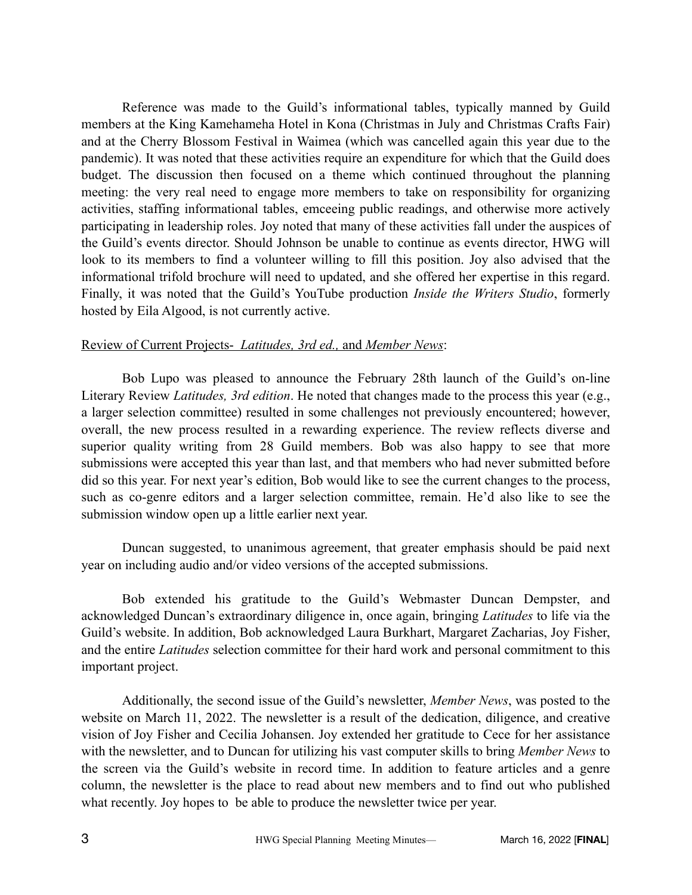Reference was made to the Guild's informational tables, typically manned by Guild members at the King Kamehameha Hotel in Kona (Christmas in July and Christmas Crafts Fair) and at the Cherry Blossom Festival in Waimea (which was cancelled again this year due to the pandemic). It was noted that these activities require an expenditure for which that the Guild does budget. The discussion then focused on a theme which continued throughout the planning meeting: the very real need to engage more members to take on responsibility for organizing activities, staffing informational tables, emceeing public readings, and otherwise more actively participating in leadership roles. Joy noted that many of these activities fall under the auspices of the Guild's events director. Should Johnson be unable to continue as events director, HWG will look to its members to find a volunteer willing to fill this position. Joy also advised that the informational trifold brochure will need to updated, and she offered her expertise in this regard. Finally, it was noted that the Guild's YouTube production *Inside the Writers Studio*, formerly hosted by Eila Algood, is not currently active.

Review of Current Projects- *Latitudes, 3rd ed.,* and *Member News*:

Bob Lupo was pleased to announce the February 28th launch of the Guild's on-line Literary Review *Latitudes, 3rd edition*. He noted that changes made to the process this year (e.g., a larger selection committee) resulted in some challenges not previously encountered; however, overall, the new process resulted in a rewarding experience. The review reflects diverse and superior quality writing from 28 Guild members. Bob was also happy to see that more submissions were accepted this year than last, and that members who had never submitted before did so this year. For next year's edition, Bob would like to see the current changes to the process, such as co-genre editors and a larger selection committee, remain. He'd also like to see the submission window open up a little earlier next year.

Duncan suggested, to unanimous agreement, that greater emphasis should be paid next year on including audio and/or video versions of the accepted submissions.

Bob extended his gratitude to the Guild's Webmaster Duncan Dempster, and acknowledged Duncan's extraordinary diligence in, once again, bringing *Latitudes* to life via the Guild's website. In addition, Bob acknowledged Laura Burkhart, Margaret Zacharias, Joy Fisher, and the entire *Latitudes* selection committee for their hard work and personal commitment to this important project.

Additionally, the second issue of the Guild's newsletter, *Member News*, was posted to the website on March 11, 2022. The newsletter is a result of the dedication, diligence, and creative vision of Joy Fisher and Cecilia Johansen. Joy extended her gratitude to Cece for her assistance with the newsletter, and to Duncan for utilizing his vast computer skills to bring *Member News* to the screen via the Guild's website in record time. In addition to feature articles and a genre column, the newsletter is the place to read about new members and to find out who published what recently. Joy hopes to be able to produce the newsletter twice per year.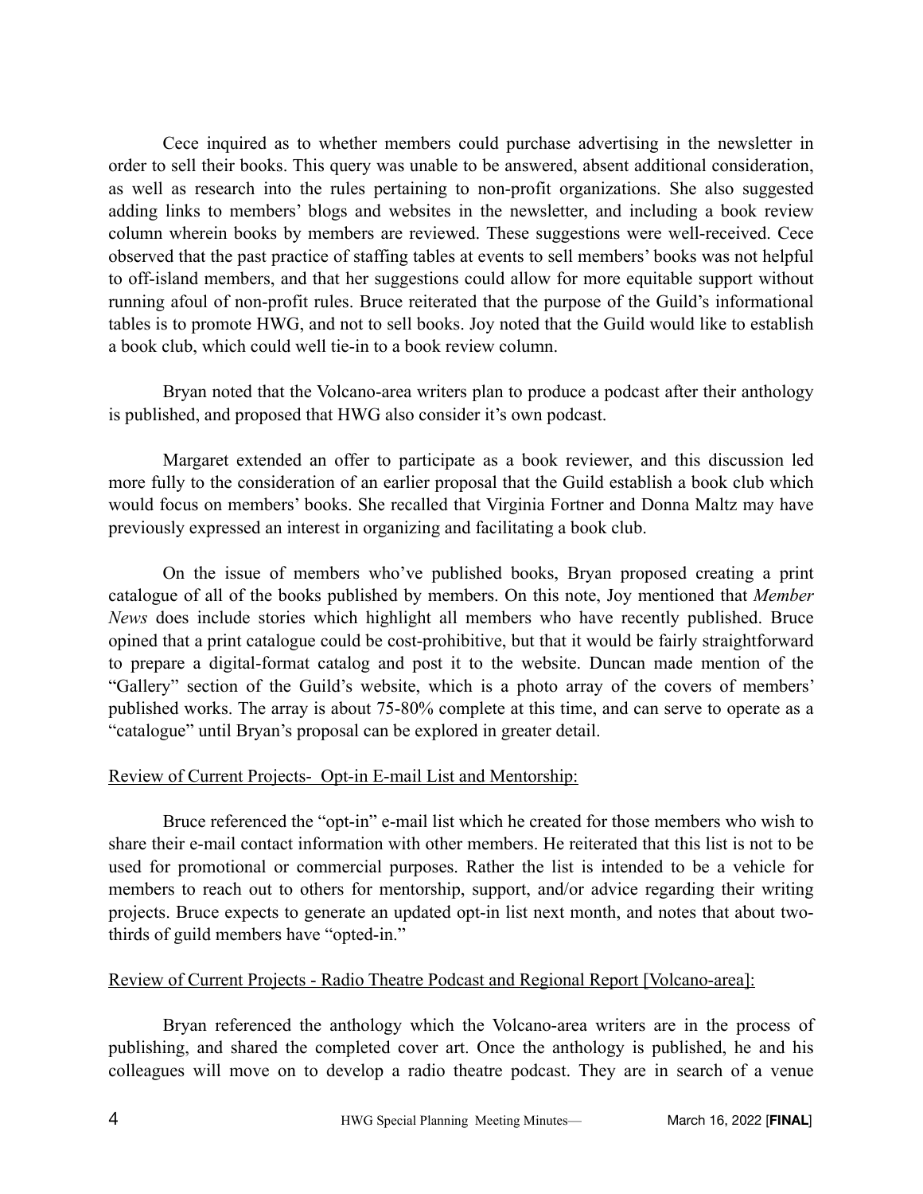Cece inquired as to whether members could purchase advertising in the newsletter in order to sell their books. This query was unable to be answered, absent additional consideration, as well as research into the rules pertaining to non-profit organizations. She also suggested adding links to members' blogs and websites in the newsletter, and including a book review column wherein books by members are reviewed. These suggestions were well-received. Cece observed that the past practice of staffing tables at events to sell members' books was not helpful to off-island members, and that her suggestions could allow for more equitable support without running afoul of non-profit rules. Bruce reiterated that the purpose of the Guild's informational tables is to promote HWG, and not to sell books. Joy noted that the Guild would like to establish a book club, which could well tie-in to a book review column.

Bryan noted that the Volcano-area writers plan to produce a podcast after their anthology is published, and proposed that HWG also consider it's own podcast.

Margaret extended an offer to participate as a book reviewer, and this discussion led more fully to the consideration of an earlier proposal that the Guild establish a book club which would focus on members' books. She recalled that Virginia Fortner and Donna Maltz may have previously expressed an interest in organizing and facilitating a book club.

On the issue of members who've published books, Bryan proposed creating a print catalogue of all of the books published by members. On this note, Joy mentioned that *Member News* does include stories which highlight all members who have recently published. Bruce opined that a print catalogue could be cost-prohibitive, but that it would be fairly straightforward to prepare a digital-format catalog and post it to the website. Duncan made mention of the "Gallery" section of the Guild's website, which is a photo array of the covers of members' published works. The array is about 75-80% complete at this time, and can serve to operate as a "catalogue" until Bryan's proposal can be explored in greater detail.

<u>Review of Current Projects- Opt-in E-mail List and Mentorship:</u>

Bruce referenced the "opt-in" e-mail list which he created for those members who wish to share their e-mail contact information with other members. He reiterated that this list is not to be used for promotional or commercial purposes. Rather the list is intended to be a vehicle for members to reach out to others for mentorship, support, and/or advice regarding their writing projects. Bruce expects to generate an updated opt-in list next month, and notes that about two-thirds of guild members have "opted-in."

<u>Review of Current Projects - Radio Theatre Podcast and Regional Report [Volcano-area]:</u>

Bryan referenced the anthology which the Volcano-area writers are in the process of publishing, and shared the completed cover art. Once the anthology is published, he and his colleagues will move on to develop a radio theatre podcast. They are in search of a venue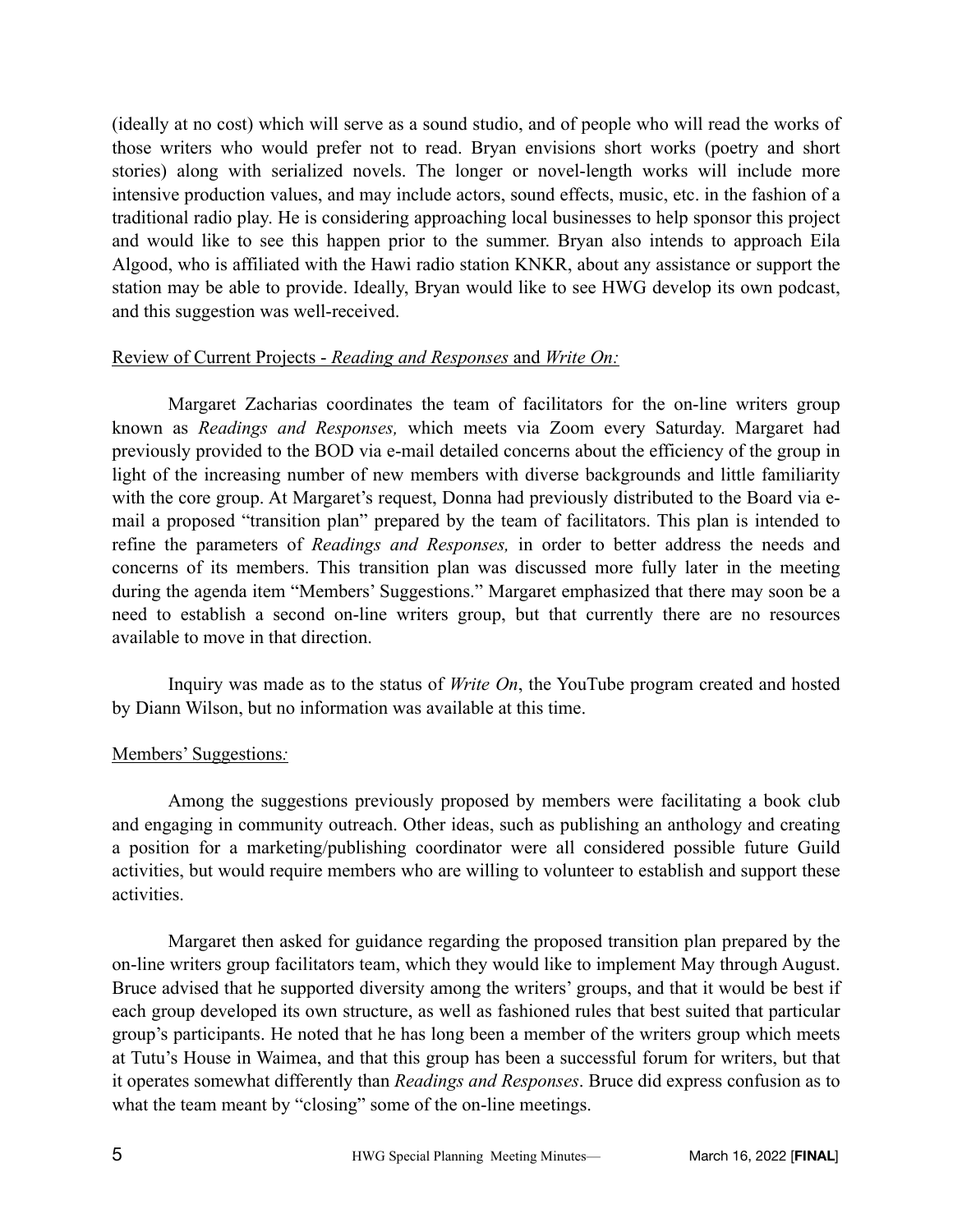(ideally at no cost) which will serve as a sound studio, and of people who will read the works of those writers who would prefer not to read. Bryan envisions short works (poetry and short stories) along with serialized novels. The longer or novel-length works will include more intensive production values, and may include actors, sound effects, music, etc. in the fashion of a traditional radio play. He is considering approaching local businesses to help sponsor this project and would like to see this happen prior to the summer. Bryan also intends to approach Eila Algood, who is affiliated with the Hawi radio station KNKR, about any assistance or support the station may be able to provide. Ideally, Bryan would like to see HWG develop its own podcast, and this suggestion was well-received.

<u>Review of Current Projects - *Reading and Responses* and *Write On:*</u>

Margaret Zacharias coordinates the team of facilitators for the on-line writers group known as *Readings and Responses,* which meets via Zoom every Saturday. Margaret had previously provided to the BOD via e-mail detailed concerns about the efficiency of the group in light of the increasing number of new members with diverse backgrounds and little familiarity with the core group. At Margaret's request, Donna had previously distributed to the Board via e-mail a proposed "transition plan" prepared by the team of facilitators. This plan is intended to refine the parameters of *Readings and Responses,* in order to better address the needs and concerns of its members. This transition plan was discussed more fully later in the meeting during the agenda item "Members' Suggestions." Margaret emphasized that there may soon be a need to establish a second on-line writers group, but that currently there are no resources available to move in that direction.

Inquiry was made as to the status of *Write On*, the YouTube program created and hosted by Diann Wilson, but no information was available at this time.

<u>Members' Suggestions*:*</u>

Among the suggestions previously proposed by members were facilitating a book club and engaging in community outreach. Other ideas, such as publishing an anthology and creating a position for a marketing/publishing coordinator were all considered possible future Guild activities, but would require members who are willing to volunteer to establish and support these activities.

Margaret then asked for guidance regarding the proposed transition plan prepared by the on-line writers group facilitators team, which they would like to implement May through August. Bruce advised that he supported diversity among the writers' groups, and that it would be best if each group developed its own structure, as well as fashioned rules that best suited that particular group's participants. He noted that he has long been a member of the writers group which meets at Tutu's House in Waimea, and that this group has been a successful forum for writers, but that it operates somewhat differently than *Readings and Responses*. Bruce did express confusion as to what the team meant by "closing" some of the on-line meetings.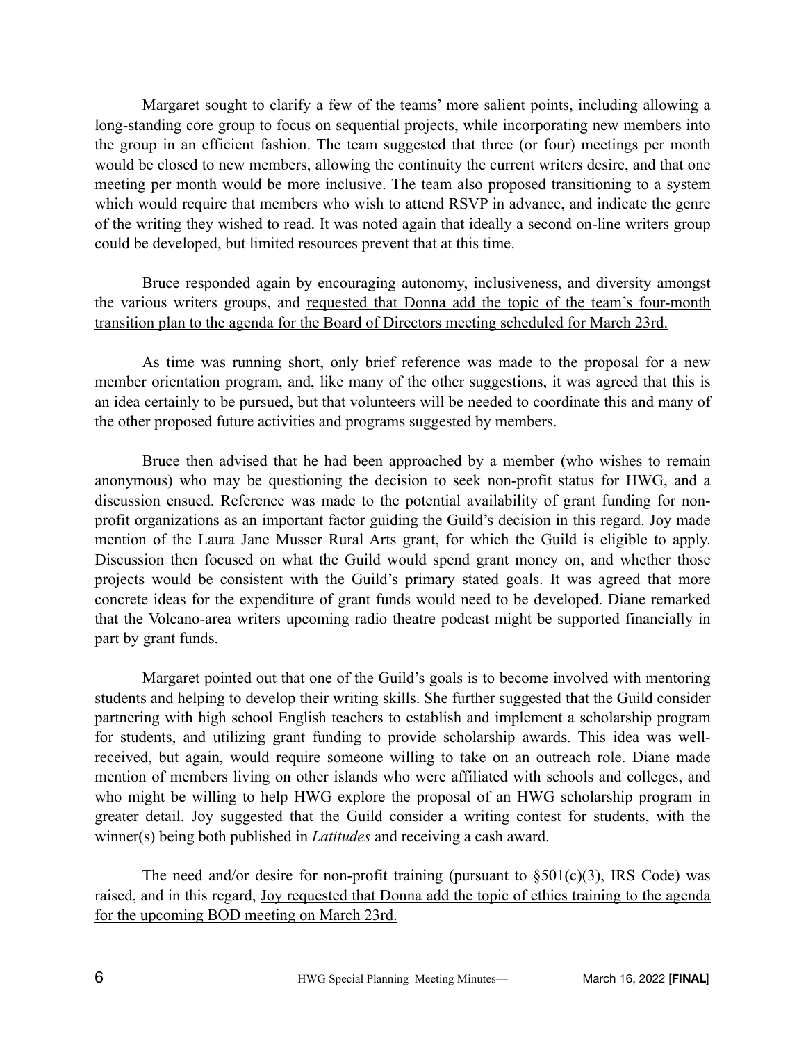Margaret sought to clarify a few of the teams' more salient points, including allowing a long-standing core group to focus on sequential projects, while incorporating new members into the group in an efficient fashion. The team suggested that three (or four) meetings per month would be closed to new members, allowing the continuity the current writers desire, and that one meeting per month would be more inclusive. The team also proposed transitioning to a system which would require that members who wish to attend RSVP in advance, and indicate the genre of the writing they wished to read. It was noted again that ideally a second on-line writers group could be developed, but limited resources prevent that at this time.

Bruce responded again by encouraging autonomy, inclusiveness, and diversity amongst the various writers groups, and <u>requested that Donna add the topic of the team's four-month transition plan to the agenda for the Board of Directors meeting scheduled for March 23rd.</u>

As time was running short, only brief reference was made to the proposal for a new member orientation program, and, like many of the other suggestions, it was agreed that this is an idea certainly to be pursued, but that volunteers will be needed to coordinate this and many of the other proposed future activities and programs suggested by members.

Bruce then advised that he had been approached by a member (who wishes to remain anonymous) who may be questioning the decision to seek non-profit status for HWG, and a discussion ensued. Reference was made to the potential availability of grant funding for non-profit organizations as an important factor guiding the Guild's decision in this regard. Joy made mention of the Laura Jane Musser Rural Arts grant, for which the Guild is eligible to apply. Discussion then focused on what the Guild would spend grant money on, and whether those projects would be consistent with the Guild's primary stated goals. It was agreed that more concrete ideas for the expenditure of grant funds would need to be developed. Diane remarked that the Volcano-area writers upcoming radio theatre podcast might be supported financially in part by grant funds.

Margaret pointed out that one of the Guild's goals is to become involved with mentoring students and helping to develop their writing skills. She further suggested that the Guild consider partnering with high school English teachers to establish and implement a scholarship program for students, and utilizing grant funding to provide scholarship awards. This idea was well-received, but again, would require someone willing to take on an outreach role. Diane made mention of members living on other islands who were affiliated with schools and colleges, and who might be willing to help HWG explore the proposal of an HWG scholarship program in greater detail. Joy suggested that the Guild consider a writing contest for students, with the winner(s) being both published in *Latitudes* and receiving a cash award.

The need and/or desire for non-profit training (pursuant to §501(c)(3), IRS Code) was raised, and in this regard, <u>Joy requested that Donna add the topic of ethics training to the agenda for the upcoming BOD meeting on March 23rd.</u>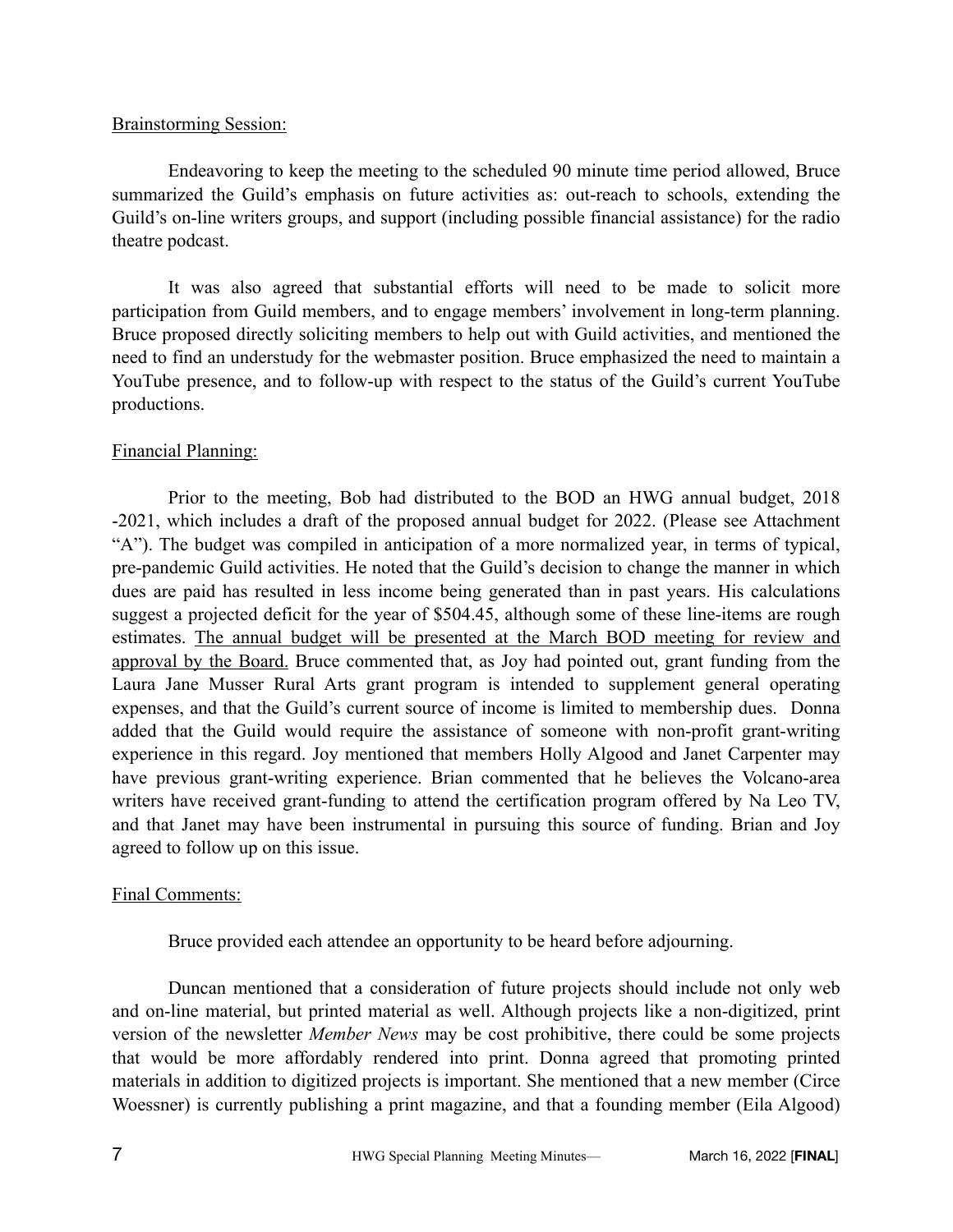Brainstorming Session:

Endeavoring to keep the meeting to the scheduled 90 minute time period allowed, Bruce summarized the Guild's emphasis on future activities as: out-reach to schools, extending the Guild's on-line writers groups, and support (including possible financial assistance) for the radio theatre podcast.

It was also agreed that substantial efforts will need to be made to solicit more participation from Guild members, and to engage members' involvement in long-term planning. Bruce proposed directly soliciting members to help out with Guild activities, and mentioned the need to find an understudy for the webmaster position. Bruce emphasized the need to maintain a YouTube presence, and to follow-up with respect to the status of the Guild's current YouTube productions.

Financial Planning:

Prior to the meeting, Bob had distributed to the BOD an HWG annual budget, 2018 -2021, which includes a draft of the proposed annual budget for 2022. (Please see Attachment "A"). The budget was compiled in anticipation of a more normalized year, in terms of typical, pre-pandemic Guild activities. He noted that the Guild's decision to change the manner in which dues are paid has resulted in less income being generated than in past years. His calculations suggest a projected deficit for the year of $504.45, although some of these line-items are rough estimates. The annual budget will be presented at the March BOD meeting for review and approval by the Board. Bruce commented that, as Joy had pointed out, grant funding from the Laura Jane Musser Rural Arts grant program is intended to supplement general operating expenses, and that the Guild's current source of income is limited to membership dues. Donna added that the Guild would require the assistance of someone with non-profit grant-writing experience in this regard. Joy mentioned that members Holly Algood and Janet Carpenter may have previous grant-writing experience. Brian commented that he believes the Volcano-area writers have received grant-funding to attend the certification program offered by Na Leo TV, and that Janet may have been instrumental in pursuing this source of funding. Brian and Joy agreed to follow up on this issue.

Final Comments:

Bruce provided each attendee an opportunity to be heard before adjourning.

Duncan mentioned that a consideration of future projects should include not only web and on-line material, but printed material as well. Although projects like a non-digitized, print version of the newsletter *Member News* may be cost prohibitive, there could be some projects that would be more affordably rendered into print. Donna agreed that promoting printed materials in addition to digitized projects is important. She mentioned that a new member (Circe Woessner) is currently publishing a print magazine, and that a founding member (Eila Algood)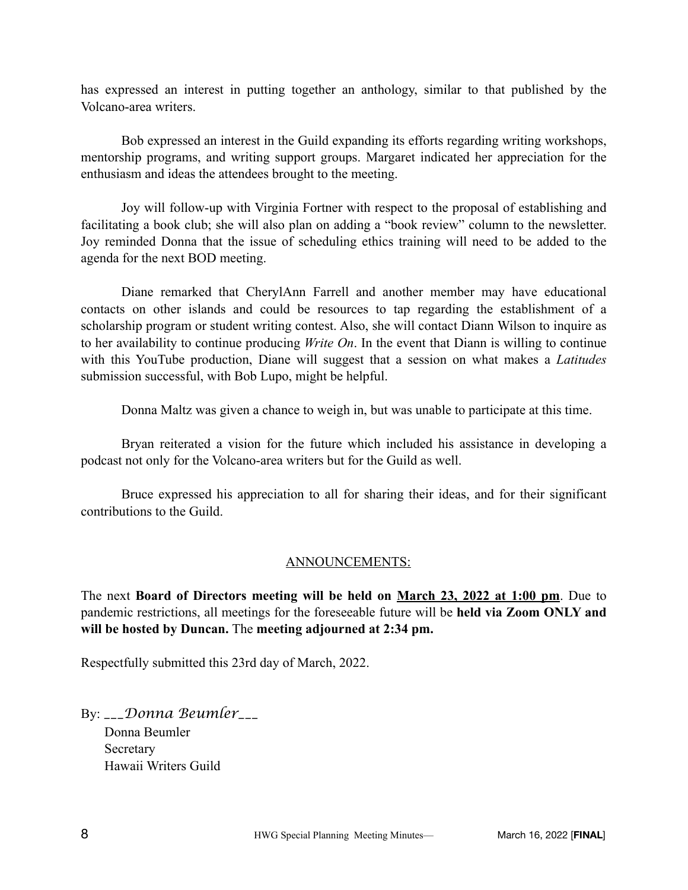has expressed an interest in putting together an anthology, similar to that published by the Volcano-area writers.

Bob expressed an interest in the Guild expanding its efforts regarding writing workshops, mentorship programs, and writing support groups. Margaret indicated her appreciation for the enthusiasm and ideas the attendees brought to the meeting.

Joy will follow-up with Virginia Fortner with respect to the proposal of establishing and facilitating a book club; she will also plan on adding a "book review" column to the newsletter. Joy reminded Donna that the issue of scheduling ethics training will need to be added to the agenda for the next BOD meeting.

Diane remarked that CherylAnn Farrell and another member may have educational contacts on other islands and could be resources to tap regarding the establishment of a scholarship program or student writing contest. Also, she will contact Diann Wilson to inquire as to her availability to continue producing *Write On*. In the event that Diann is willing to continue with this YouTube production, Diane will suggest that a session on what makes a *Latitudes* submission successful, with Bob Lupo, might be helpful.

Donna Maltz was given a chance to weigh in, but was unable to participate at this time.

Bryan reiterated a vision for the future which included his assistance in developing a podcast not only for the Volcano-area writers but for the Guild as well.

Bruce expressed his appreciation to all for sharing their ideas, and for their significant contributions to the Guild.

## ANNOUNCEMENTS:

The next **Board of Directors meeting will be held on March 23, 2022 at 1:00 pm**. Due to pandemic restrictions, all meetings for the foreseeable future will be **held via Zoom ONLY and will be hosted by Duncan.** The **meeting adjourned at 2:34 pm.**

Respectfully submitted this 23rd day of March, 2022.

By: ___*Donna Beumler*___
Donna Beumler
Secretary
Hawaii Writers Guild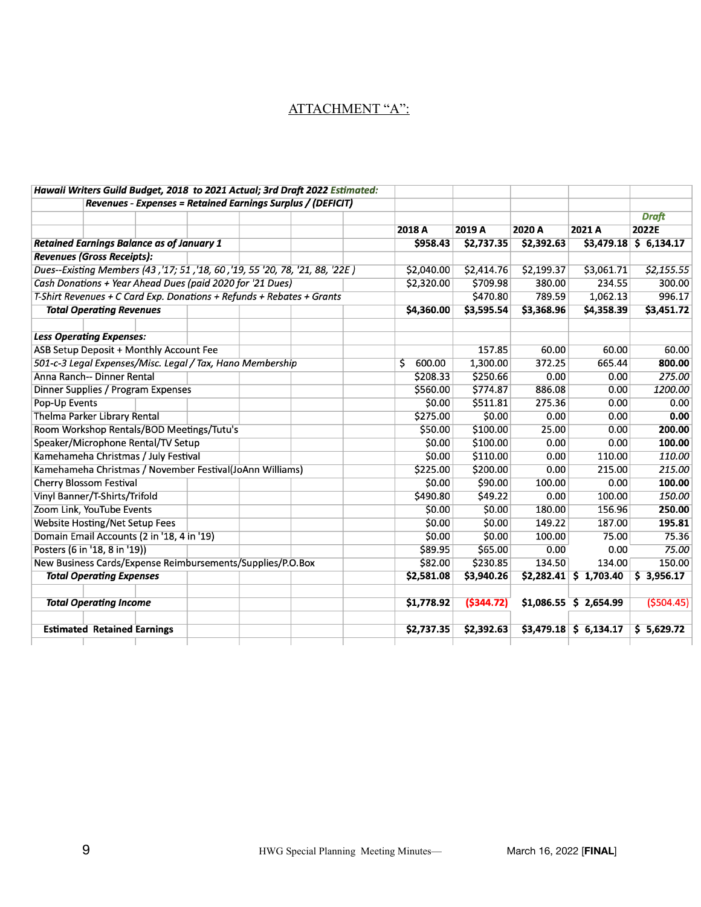ATTACHMENT "A":

| *Hawaii Writers Guild Budget, 2018 to 2021 Actual; 3rd Draft 2022 Estimated:* | | | | | |
|---|---|---|---|---|---|
| ***Revenues - Expenses = Retained Earnings Surplus / (DEFICIT)*** | | | | | |
| | | | | | *Draft* |
| | **2018 A** | **2019 A** | **2020 A** | **2021 A** | **2022E** |
| ***Retained Earnings Balance as of January 1*** | **$958.43** | **$2,737.35** | **$2,392.63** | **$3,479.18** | **$ 6,134.17** |
| ***Revenues (Gross Receipts):*** | | | | | |
| *Dues--Existing Members (43 ,'17; 51 ,'18, 60 ,'19, 55 '20, 78, '21, 88, '22E )* | $2,040.00 | $2,414.76 | $2,199.37 | $3,061.71 | *$2,155.55* |
| *Cash Donations + Year Ahead Dues (paid 2020 for '21 Dues)* | $2,320.00 | $709.98 | 380.00 | 234.55 | 300.00 |
| *T-Shirt Revenues + C Card Exp. Donations + Refunds + Rebates + Grants* | | $470.80 | 789.59 | 1,062.13 | 996.17 |
| ***Total Operating Revenues*** | **$4,360.00** | **$3,595.54** | **$3,368.96** | **$4,358.39** | **$3,451.72** |
| | | | | | |
| ***Less Operating Expenses:*** | | | | | |
| ASB Setup Deposit + Monthly Account Fee | | 157.85 | 60.00 | 60.00 | 60.00 |
| *501-c-3 Legal Expenses/Misc. Legal / Tax, Hano Membership* | $ 600.00 | 1,300.00 | 372.25 | 665.44 | **800.00** |
| Anna Ranch-- Dinner Rental | $208.33 | $250.66 | 0.00 | 0.00 | *275.00* |
| Dinner Supplies / Program Expenses | $560.00 | $774.87 | 886.08 | 0.00 | *1200.00* |
| Pop-Up Events | $0.00 | $511.81 | 275.36 | 0.00 | 0.00 |
| Thelma Parker Library Rental | $275.00 | $0.00 | 0.00 | 0.00 | **0.00** |
| Room Workshop Rentals/BOD Meetings/Tutu's | $50.00 | $100.00 | 25.00 | 0.00 | **200.00** |
| Speaker/Microphone Rental/TV Setup | $0.00 | $100.00 | 0.00 | 0.00 | **100.00** |
| Kamehameha Christmas / July Festival | $0.00 | $110.00 | 0.00 | 110.00 | *110.00* |
| Kamehameha Christmas / November Festival(JoAnn Williams) | $225.00 | $200.00 | 0.00 | 215.00 | *215.00* |
| Cherry Blossom Festival | $0.00 | $90.00 | 100.00 | 0.00 | **100.00** |
| Vinyl Banner/T-Shirts/Trifold | $490.80 | $49.22 | 0.00 | 100.00 | *150.00* |
| Zoom Link, YouTube Events | $0.00 | $0.00 | 180.00 | 156.96 | **250.00** |
| Website Hosting/Net Setup Fees | $0.00 | $0.00 | 149.22 | 187.00 | **195.81** |
| Domain Email Accounts (2 in '18, 4 in '19) | $0.00 | $0.00 | 100.00 | 75.00 | 75.36 |
| Posters (6 in '18, 8 in '19)) | $89.95 | $65.00 | 0.00 | 0.00 | *75.00* |
| New Business Cards/Expense Reimbursements/Supplies/P.O.Box | $82.00 | $230.85 | 134.50 | 134.00 | 150.00 |
| ***Total Operating Expenses*** | **$2,581.08** | **$3,940.26** | **$2,282.41** | **$ 1,703.40** | **$ 3,956.17** |
| | | | | | |
| ***Total Operating Income*** | **$1,778.92** | **($344.72)** | **$1,086.55** | **$ 2,654.99** | ($504.45) |
| | | | | | |
| **Estimated Retained Earnings** | **$2,737.35** | **$2,392.63** | **$3,479.18** | **$ 6,134.17** | **$ 5,629.72** |